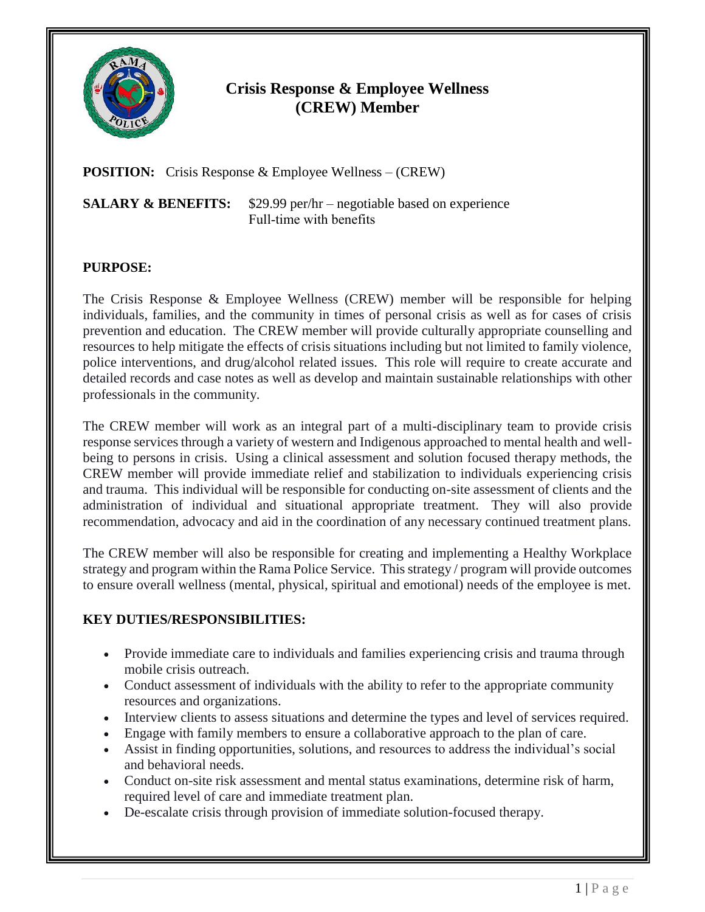# Crisis Response & Employee Wellness (CREW) Member

**POSITION:** Crisis Response & Employee Wellness – (CREW)

**SALARY & BENEFITS:** $29.99 per/hr – negotiable based on experience
Full-time with benefits

## PURPOSE:

The Crisis Response & Employee Wellness (CREW) member will be responsible for helping individuals, families, and the community in times of personal crisis as well as for cases of crisis prevention and education. The CREW member will provide culturally appropriate counselling and resources to help mitigate the effects of crisis situations including but not limited to family violence, police interventions, and drug/alcohol related issues. This role will require to create accurate and detailed records and case notes as well as develop and maintain sustainable relationships with other professionals in the community.

The CREW member will work as an integral part of a multi-disciplinary team to provide crisis response services through a variety of western and Indigenous approached to mental health and well-being to persons in crisis. Using a clinical assessment and solution focused therapy methods, the CREW member will provide immediate relief and stabilization to individuals experiencing crisis and trauma. This individual will be responsible for conducting on-site assessment of clients and the administration of individual and situational appropriate treatment. They will also provide recommendation, advocacy and aid in the coordination of any necessary continued treatment plans.

The CREW member will also be responsible for creating and implementing a Healthy Workplace strategy and program within the Rama Police Service. This strategy / program will provide outcomes to ensure overall wellness (mental, physical, spiritual and emotional) needs of the employee is met.

## KEY DUTIES/RESPONSIBILITIES:

- Provide immediate care to individuals and families experiencing crisis and trauma through mobile crisis outreach.
- Conduct assessment of individuals with the ability to refer to the appropriate community resources and organizations.
- Interview clients to assess situations and determine the types and level of services required.
- Engage with family members to ensure a collaborative approach to the plan of care.
- Assist in finding opportunities, solutions, and resources to address the individual's social and behavioral needs.
- Conduct on-site risk assessment and mental status examinations, determine risk of harm, required level of care and immediate treatment plan.
- De-escalate crisis through provision of immediate solution-focused therapy.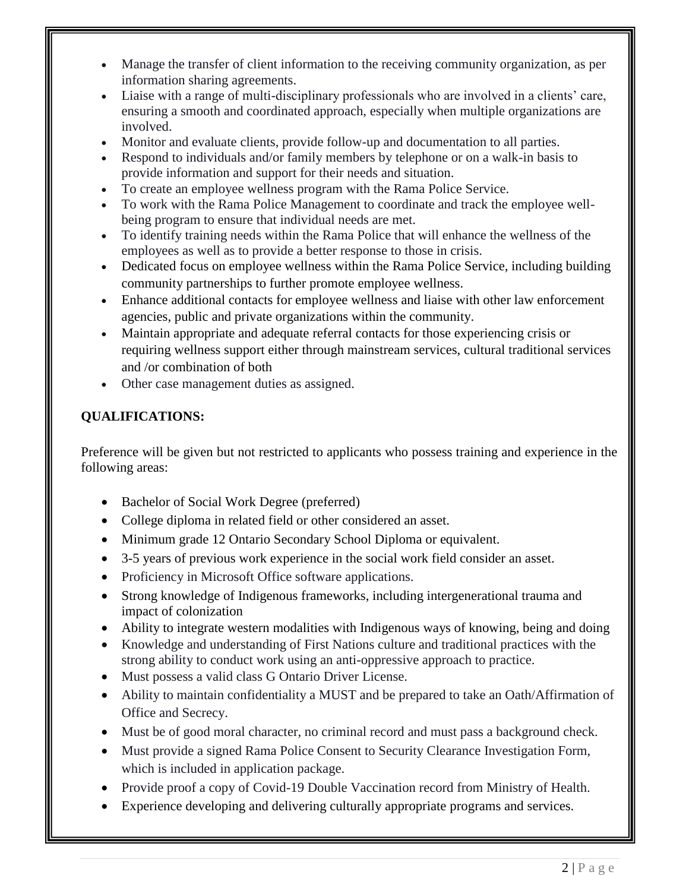- Manage the transfer of client information to the receiving community organization, as per information sharing agreements.
- Liaise with a range of multi-disciplinary professionals who are involved in a clients' care, ensuring a smooth and coordinated approach, especially when multiple organizations are involved.
- Monitor and evaluate clients, provide follow-up and documentation to all parties.
- Respond to individuals and/or family members by telephone or on a walk-in basis to provide information and support for their needs and situation.
- To create an employee wellness program with the Rama Police Service.
- To work with the Rama Police Management to coordinate and track the employee well-being program to ensure that individual needs are met.
- To identify training needs within the Rama Police that will enhance the wellness of the employees as well as to provide a better response to those in crisis.
- Dedicated focus on employee wellness within the Rama Police Service, including building community partnerships to further promote employee wellness.
- Enhance additional contacts for employee wellness and liaise with other law enforcement agencies, public and private organizations within the community.
- Maintain appropriate and adequate referral contacts for those experiencing crisis or requiring wellness support either through mainstream services, cultural traditional services and /or combination of both
- Other case management duties as assigned.

**QUALIFICATIONS:**

Preference will be given but not restricted to applicants who possess training and experience in the following areas:

- Bachelor of Social Work Degree (preferred)
- College diploma in related field or other considered an asset.
- Minimum grade 12 Ontario Secondary School Diploma or equivalent.
- 3-5 years of previous work experience in the social work field consider an asset.
- Proficiency in Microsoft Office software applications.
- Strong knowledge of Indigenous frameworks, including intergenerational trauma and impact of colonization
- Ability to integrate western modalities with Indigenous ways of knowing, being and doing
- Knowledge and understanding of First Nations culture and traditional practices with the strong ability to conduct work using an anti-oppressive approach to practice.
- Must possess a valid class G Ontario Driver License.
- Ability to maintain confidentiality a MUST and be prepared to take an Oath/Affirmation of Office and Secrecy.
- Must be of good moral character, no criminal record and must pass a background check.
- Must provide a signed Rama Police Consent to Security Clearance Investigation Form, which is included in application package.
- Provide proof a copy of Covid-19 Double Vaccination record from Ministry of Health.
- Experience developing and delivering culturally appropriate programs and services.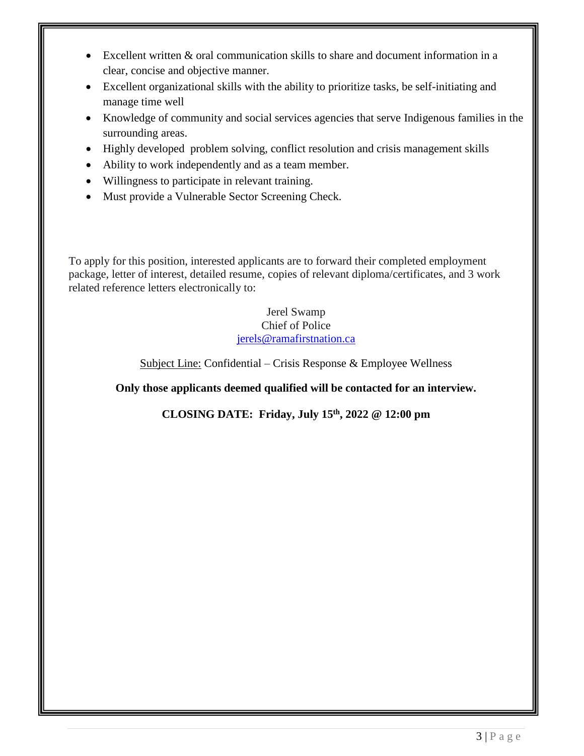- Excellent written & oral communication skills to share and document information in a clear, concise and objective manner.
- Excellent organizational skills with the ability to prioritize tasks, be self-initiating and manage time well
- Knowledge of community and social services agencies that serve Indigenous families in the surrounding areas.
- Highly developed problem solving, conflict resolution and crisis management skills
- Ability to work independently and as a team member.
- Willingness to participate in relevant training.
- Must provide a Vulnerable Sector Screening Check.

To apply for this position, interested applicants are to forward their completed employment package, letter of interest, detailed resume, copies of relevant diploma/certificates, and 3 work related reference letters electronically to:

Jerel Swamp
Chief of Police
jerels@ramafirstnation.ca

Subject Line: Confidential – Crisis Response & Employee Wellness

**Only those applicants deemed qualified will be contacted for an interview.**

**CLOSING DATE: Friday, July 15th, 2022 @ 12:00 pm**